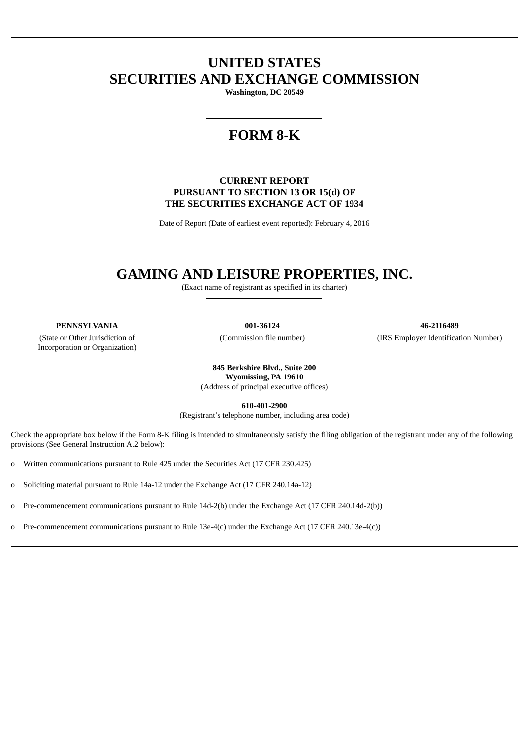# UNITED STATES
# SECURITIES AND EXCHANGE COMMISSION

**Washington, DC 20549**

# FORM 8-K

**CURRENT REPORT**
**PURSUANT TO SECTION 13 OR 15(d) OF**
**THE SECURITIES EXCHANGE ACT OF 1934**

Date of Report (Date of earliest event reported): February 4, 2016

# GAMING AND LEISURE PROPERTIES, INC.

(Exact name of registrant as specified in its charter)

| **PENNSYLVANIA** | **001-36124** | **46-2116489** |
|---|---|---|
| (State or Other Jurisdiction of Incorporation or Organization) | (Commission file number) | (IRS Employer Identification Number) |

**845 Berkshire Blvd., Suite 200**
**Wyomissing, PA 19610**
(Address of principal executive offices)

**610-401-2900**
(Registrant's telephone number, including area code)

Check the appropriate box below if the Form 8-K filing is intended to simultaneously satisfy the filing obligation of the registrant under any of the following provisions (See General Instruction A.2 below):

o Written communications pursuant to Rule 425 under the Securities Act (17 CFR 230.425)

o Soliciting material pursuant to Rule 14a-12 under the Exchange Act (17 CFR 240.14a-12)

o Pre-commencement communications pursuant to Rule 14d-2(b) under the Exchange Act (17 CFR 240.14d-2(b))

o Pre-commencement communications pursuant to Rule 13e-4(c) under the Exchange Act (17 CFR 240.13e-4(c))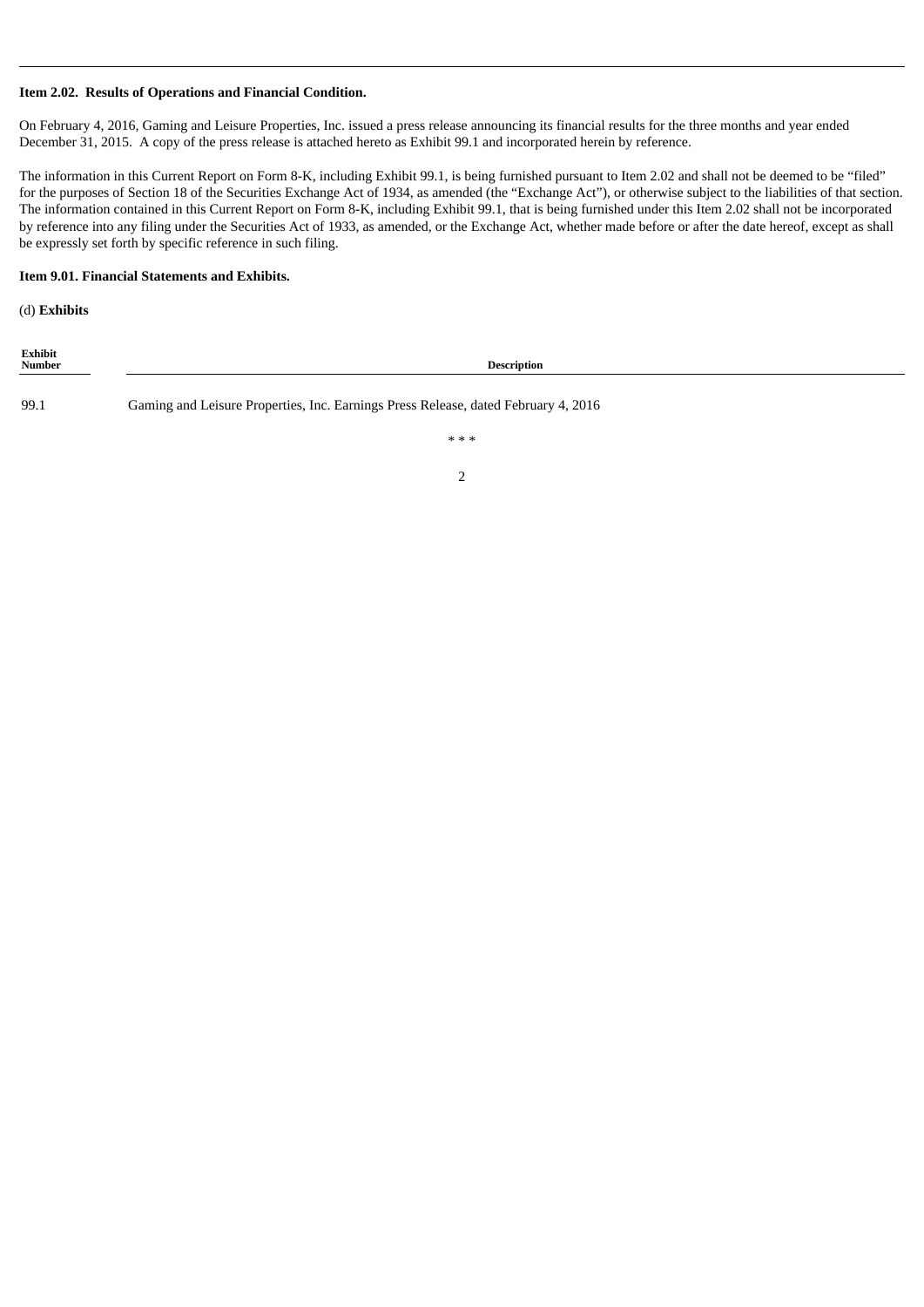**Item 2.02. Results of Operations and Financial Condition.**

On February 4, 2016, Gaming and Leisure Properties, Inc. issued a press release announcing its financial results for the three months and year ended December 31, 2015. A copy of the press release is attached hereto as Exhibit 99.1 and incorporated herein by reference.

The information in this Current Report on Form 8-K, including Exhibit 99.1, is being furnished pursuant to Item 2.02 and shall not be deemed to be "filed" for the purposes of Section 18 of the Securities Exchange Act of 1934, as amended (the "Exchange Act"), or otherwise subject to the liabilities of that section. The information contained in this Current Report on Form 8-K, including Exhibit 99.1, that is being furnished under this Item 2.02 shall not be incorporated by reference into any filing under the Securities Act of 1933, as amended, or the Exchange Act, whether made before or after the date hereof, except as shall be expressly set forth by specific reference in such filing.

**Item 9.01. Financial Statements and Exhibits.**

(d) **Exhibits**

| Exhibit Number | Description |
|---|---|
| 99.1 | Gaming and Leisure Properties, Inc. Earnings Press Release, dated February 4, 2016 |

* * *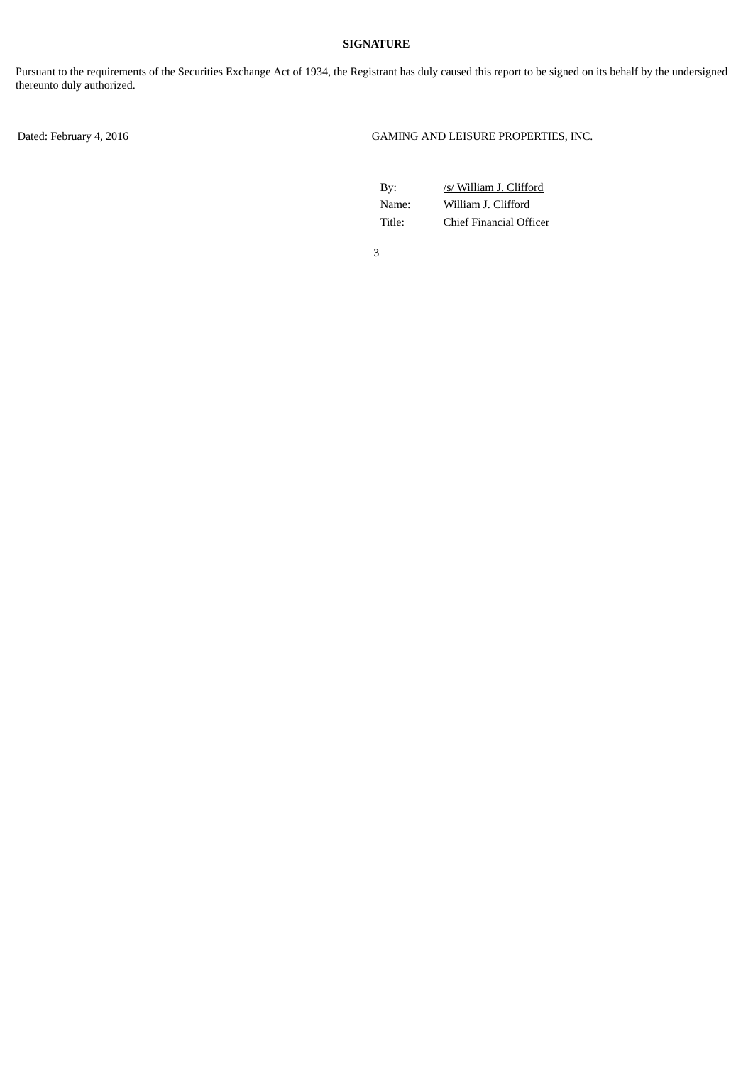**SIGNATURE**

Pursuant to the requirements of the Securities Exchange Act of 1934, the Registrant has duly caused this report to be signed on its behalf by the undersigned thereunto duly authorized.

Dated: February 4, 2016

GAMING AND LEISURE PROPERTIES, INC.

| | |
|---|---|
| By: | /s/ William J. Clifford |
| Name: | William J. Clifford |
| Title: | Chief Financial Officer |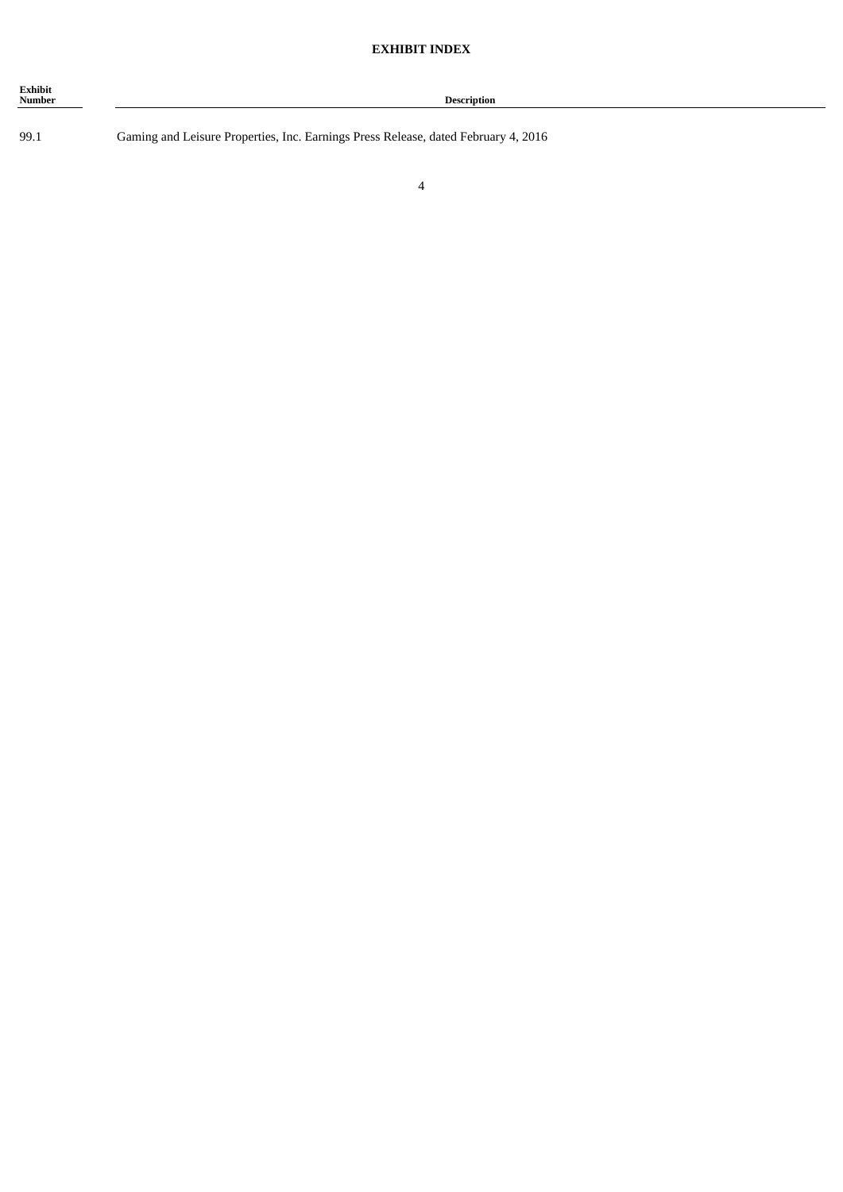**EXHIBIT INDEX**

| Exhibit Number | Description |
|---|---|
| 99.1 | Gaming and Leisure Properties, Inc. Earnings Press Release, dated February 4, 2016 |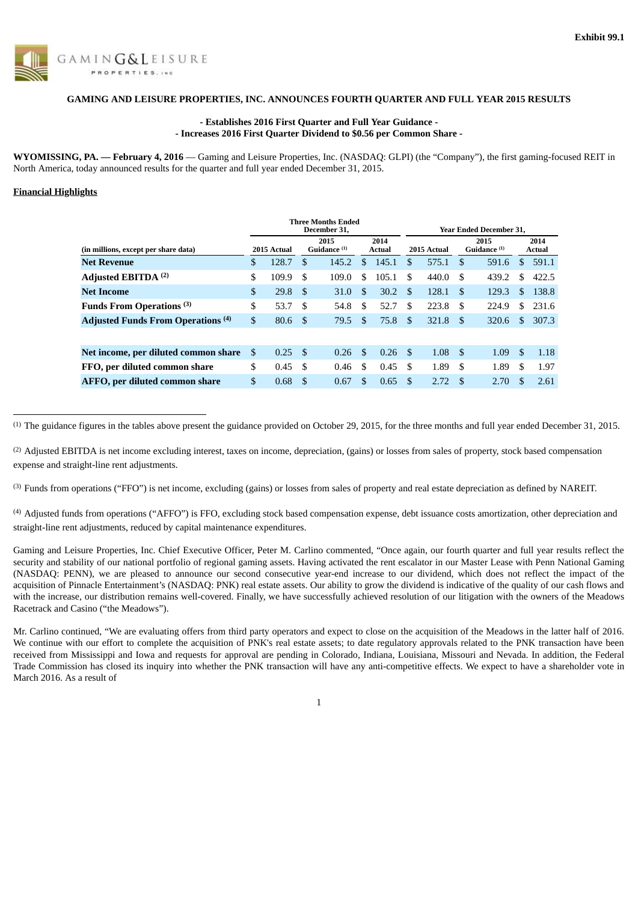**Exhibit 99.1**

GAMING & LEISURE PROPERTIES, INC

**GAMING AND LEISURE PROPERTIES, INC. ANNOUNCES FOURTH QUARTER AND FULL YEAR 2015 RESULTS**

**- Establishes 2016 First Quarter and Full Year Guidance -**
**- Increases 2016 First Quarter Dividend to $0.56 per Common Share -**

**WYOMISSING, PA. — February 4, 2016** — Gaming and Leisure Properties, Inc. (NASDAQ: GLPI) (the "Company"), the first gaming-focused REIT in North America, today announced results for the quarter and full year ended December 31, 2015.

**Financial Highlights**

| | Three Months Ended December 31, | | | Year Ended December 31, | | |
|---|---|---|---|---|---|---|
| (in millions, except per share data) | 2015 Actual | 2015 Guidance [1] | 2014 Actual | 2015 Actual | 2015 Guidance [1] | 2014 Actual |
| **Net Revenue** | $ 128.7 | $ 145.2 | $ 145.1 | $ 575.1 | $ 591.6 | $ 591.1 |
| **Adjusted EBITDA [2]** | $ 109.9 | $ 109.0 | $ 105.1 | $ 440.0 | $ 439.2 | $ 422.5 |
| **Net Income** | $ 29.8 | $ 31.0 | $ 30.2 | $ 128.1 | $ 129.3 | $ 138.8 |
| **Funds From Operations [3]** | $ 53.7 | $ 54.8 | $ 52.7 | $ 223.8 | $ 224.9 | $ 231.6 |
| **Adjusted Funds From Operations [4]** | $ 80.6 | $ 79.5 | $ 75.8 | $ 321.8 | $ 320.6 | $ 307.3 |
| | | | | | | |
| **Net income, per diluted common share** | $ 0.25 | $ 0.26 | $ 0.26 | $ 1.08 | $ 1.09 | $ 1.18 |
| **FFO, per diluted common share** | $ 0.45 | $ 0.46 | $ 0.45 | $ 1.89 | $ 1.89 | $ 1.97 |
| **AFFO, per diluted common share** | $ 0.68 | $ 0.67 | $ 0.65 | $ 2.72 | $ 2.70 | $ 2.61 |

[1] The guidance figures in the tables above present the guidance provided on October 29, 2015, for the three months and full year ended December 31, 2015.

[2] Adjusted EBITDA is net income excluding interest, taxes on income, depreciation, (gains) or losses from sales of property, stock based compensation expense and straight-line rent adjustments.

[3] Funds from operations ("FFO") is net income, excluding (gains) or losses from sales of property and real estate depreciation as defined by NAREIT.

[4] Adjusted funds from operations ("AFFO") is FFO, excluding stock based compensation expense, debt issuance costs amortization, other depreciation and straight-line rent adjustments, reduced by capital maintenance expenditures.

Gaming and Leisure Properties, Inc. Chief Executive Officer, Peter M. Carlino commented, "Once again, our fourth quarter and full year results reflect the security and stability of our national portfolio of regional gaming assets. Having activated the rent escalator in our Master Lease with Penn National Gaming (NASDAQ: PENN), we are pleased to announce our second consecutive year-end increase to our dividend, which does not reflect the impact of the acquisition of Pinnacle Entertainment's (NASDAQ: PNK) real estate assets. Our ability to grow the dividend is indicative of the quality of our cash flows and with the increase, our distribution remains well-covered. Finally, we have successfully achieved resolution of our litigation with the owners of the Meadows Racetrack and Casino ("the Meadows").

Mr. Carlino continued, "We are evaluating offers from third party operators and expect to close on the acquisition of the Meadows in the latter half of 2016. We continue with our effort to complete the acquisition of PNK's real estate assets; to date regulatory approvals related to the PNK transaction have been received from Mississippi and Iowa and requests for approval are pending in Colorado, Indiana, Louisiana, Missouri and Nevada. In addition, the Federal Trade Commission has closed its inquiry into whether the PNK transaction will have any anti-competitive effects. We expect to have a shareholder vote in March 2016. As a result of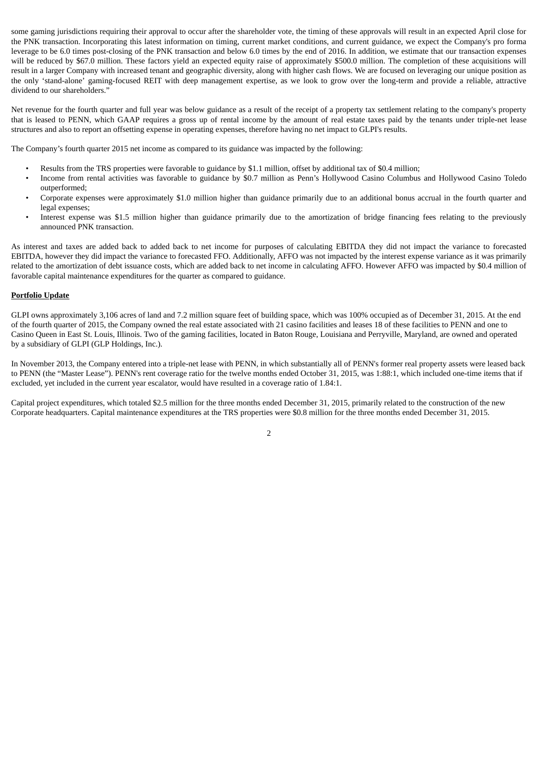some gaming jurisdictions requiring their approval to occur after the shareholder vote, the timing of these approvals will result in an expected April close for the PNK transaction. Incorporating this latest information on timing, current market conditions, and current guidance, we expect the Company's pro forma leverage to be 6.0 times post-closing of the PNK transaction and below 6.0 times by the end of 2016. In addition, we estimate that our transaction expenses will be reduced by $67.0 million. These factors yield an expected equity raise of approximately $500.0 million. The completion of these acquisitions will result in a larger Company with increased tenant and geographic diversity, along with higher cash flows. We are focused on leveraging our unique position as the only 'stand-alone' gaming-focused REIT with deep management expertise, as we look to grow over the long-term and provide a reliable, attractive dividend to our shareholders."

Net revenue for the fourth quarter and full year was below guidance as a result of the receipt of a property tax settlement relating to the company's property that is leased to PENN, which GAAP requires a gross up of rental income by the amount of real estate taxes paid by the tenants under triple-net lease structures and also to report an offsetting expense in operating expenses, therefore having no net impact to GLPI's results.

The Company's fourth quarter 2015 net income as compared to its guidance was impacted by the following:

- Results from the TRS properties were favorable to guidance by $1.1 million, offset by additional tax of $0.4 million;
- Income from rental activities was favorable to guidance by $0.7 million as Penn's Hollywood Casino Columbus and Hollywood Casino Toledo outperformed;
- Corporate expenses were approximately $1.0 million higher than guidance primarily due to an additional bonus accrual in the fourth quarter and legal expenses;
- Interest expense was $1.5 million higher than guidance primarily due to the amortization of bridge financing fees relating to the previously announced PNK transaction.

As interest and taxes are added back to added back to net income for purposes of calculating EBITDA they did not impact the variance to forecasted EBITDA, however they did impact the variance to forecasted FFO. Additionally, AFFO was not impacted by the interest expense variance as it was primarily related to the amortization of debt issuance costs, which are added back to net income in calculating AFFO. However AFFO was impacted by $0.4 million of favorable capital maintenance expenditures for the quarter as compared to guidance.

**Portfolio Update**

GLPI owns approximately 3,106 acres of land and 7.2 million square feet of building space, which was 100% occupied as of December 31, 2015. At the end of the fourth quarter of 2015, the Company owned the real estate associated with 21 casino facilities and leases 18 of these facilities to PENN and one to Casino Queen in East St. Louis, Illinois. Two of the gaming facilities, located in Baton Rouge, Louisiana and Perryville, Maryland, are owned and operated by a subsidiary of GLPI (GLP Holdings, Inc.).

In November 2013, the Company entered into a triple-net lease with PENN, in which substantially all of PENN's former real property assets were leased back to PENN (the "Master Lease"). PENN's rent coverage ratio for the twelve months ended October 31, 2015, was 1:88:1, which included one-time items that if excluded, yet included in the current year escalator, would have resulted in a coverage ratio of 1.84:1.

Capital project expenditures, which totaled $2.5 million for the three months ended December 31, 2015, primarily related to the construction of the new Corporate headquarters. Capital maintenance expenditures at the TRS properties were $0.8 million for the three months ended December 31, 2015.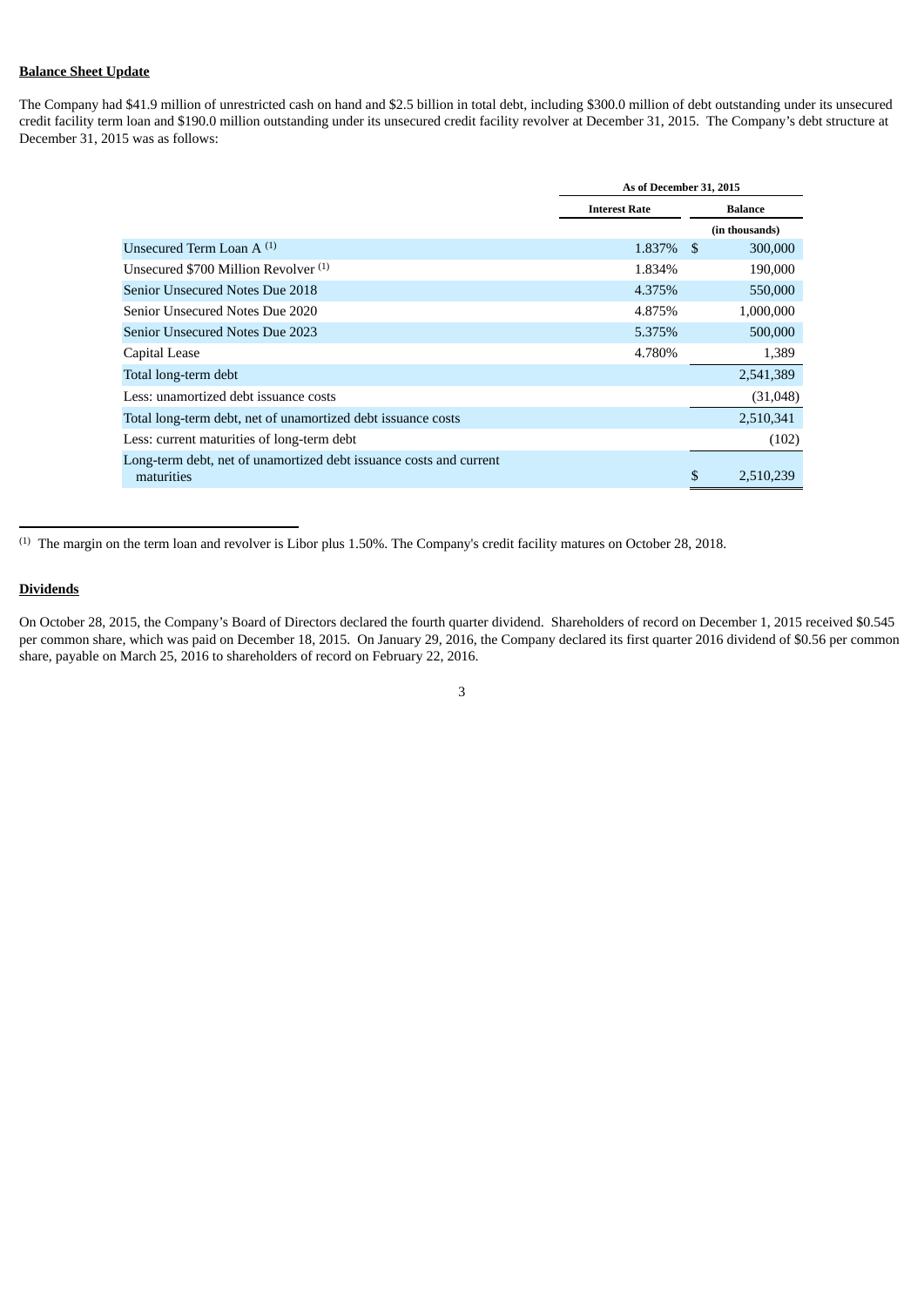**Balance Sheet Update**

The Company had $41.9 million of unrestricted cash on hand and $2.5 billion in total debt, including $300.0 million of debt outstanding under its unsecured credit facility term loan and $190.0 million outstanding under its unsecured credit facility revolver at December 31, 2015. The Company's debt structure at December 31, 2015 was as follows:

| | As of December 31, 2015 | |
|---|---|---|
| | Interest Rate | Balance |
| | | (in thousands) |
| Unsecured Term Loan A [(1)] | 1.837% | $ 300,000 |
| Unsecured $700 Million Revolver [(1)] | 1.834% | 190,000 |
| Senior Unsecured Notes Due 2018 | 4.375% | 550,000 |
| Senior Unsecured Notes Due 2020 | 4.875% | 1,000,000 |
| Senior Unsecured Notes Due 2023 | 5.375% | 500,000 |
| Capital Lease | 4.780% | 1,389 |
| Total long-term debt | | 2,541,389 |
| Less: unamortized debt issuance costs | | (31,048) |
| Total long-term debt, net of unamortized debt issuance costs | | 2,510,341 |
| Less: current maturities of long-term debt | | (102) |
| Long-term debt, net of unamortized debt issuance costs and current maturities | | $ 2,510,239 |

(1) The margin on the term loan and revolver is Libor plus 1.50%. The Company's credit facility matures on October 28, 2018.

**Dividends**

On October 28, 2015, the Company's Board of Directors declared the fourth quarter dividend. Shareholders of record on December 1, 2015 received $0.545 per common share, which was paid on December 18, 2015. On January 29, 2016, the Company declared its first quarter 2016 dividend of $0.56 per common share, payable on March 25, 2016 to shareholders of record on February 22, 2016.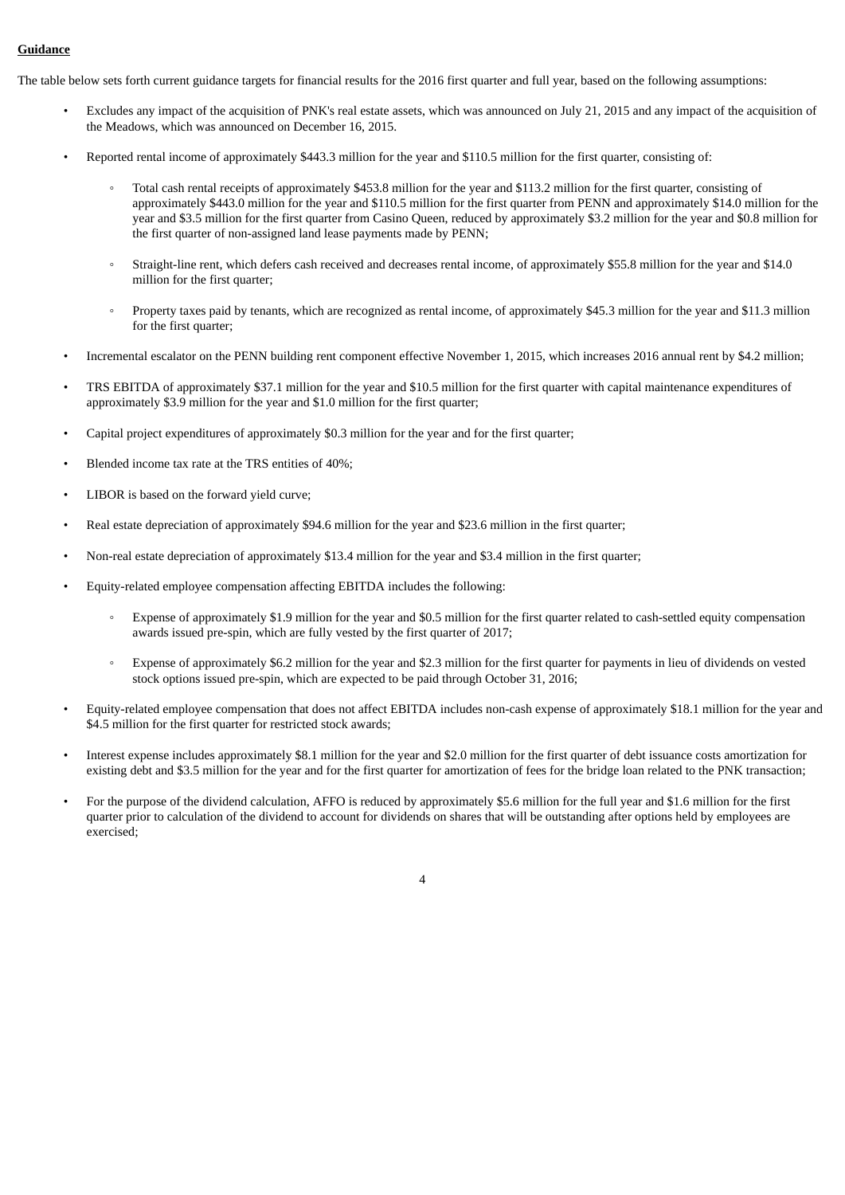**Guidance**

The table below sets forth current guidance targets for financial results for the 2016 first quarter and full year, based on the following assumptions:

- Excludes any impact of the acquisition of PNK's real estate assets, which was announced on July 21, 2015 and any impact of the acquisition of the Meadows, which was announced on December 16, 2015.
- Reported rental income of approximately $443.3 million for the year and $110.5 million for the first quarter, consisting of:
    - Total cash rental receipts of approximately $453.8 million for the year and $113.2 million for the first quarter, consisting of approximately $443.0 million for the year and $110.5 million for the first quarter from PENN and approximately $14.0 million for the year and $3.5 million for the first quarter from Casino Queen, reduced by approximately $3.2 million for the year and $0.8 million for the first quarter of non-assigned land lease payments made by PENN;
    - Straight-line rent, which defers cash received and decreases rental income, of approximately $55.8 million for the year and $14.0 million for the first quarter;
    - Property taxes paid by tenants, which are recognized as rental income, of approximately $45.3 million for the year and $11.3 million for the first quarter;
- Incremental escalator on the PENN building rent component effective November 1, 2015, which increases 2016 annual rent by $4.2 million;
- TRS EBITDA of approximately $37.1 million for the year and $10.5 million for the first quarter with capital maintenance expenditures of approximately $3.9 million for the year and $1.0 million for the first quarter;
- Capital project expenditures of approximately $0.3 million for the year and for the first quarter;
- Blended income tax rate at the TRS entities of 40%;
- LIBOR is based on the forward yield curve;
- Real estate depreciation of approximately $94.6 million for the year and $23.6 million in the first quarter;
- Non-real estate depreciation of approximately $13.4 million for the year and $3.4 million in the first quarter;
- Equity-related employee compensation affecting EBITDA includes the following:
    - Expense of approximately $1.9 million for the year and $0.5 million for the first quarter related to cash-settled equity compensation awards issued pre-spin, which are fully vested by the first quarter of 2017;
    - Expense of approximately $6.2 million for the year and $2.3 million for the first quarter for payments in lieu of dividends on vested stock options issued pre-spin, which are expected to be paid through October 31, 2016;
- Equity-related employee compensation that does not affect EBITDA includes non-cash expense of approximately $18.1 million for the year and $4.5 million for the first quarter for restricted stock awards;
- Interest expense includes approximately $8.1 million for the year and $2.0 million for the first quarter of debt issuance costs amortization for existing debt and $3.5 million for the year and for the first quarter for amortization of fees for the bridge loan related to the PNK transaction;
- For the purpose of the dividend calculation, AFFO is reduced by approximately $5.6 million for the full year and $1.6 million for the first quarter prior to calculation of the dividend to account for dividends on shares that will be outstanding after options held by employees are exercised;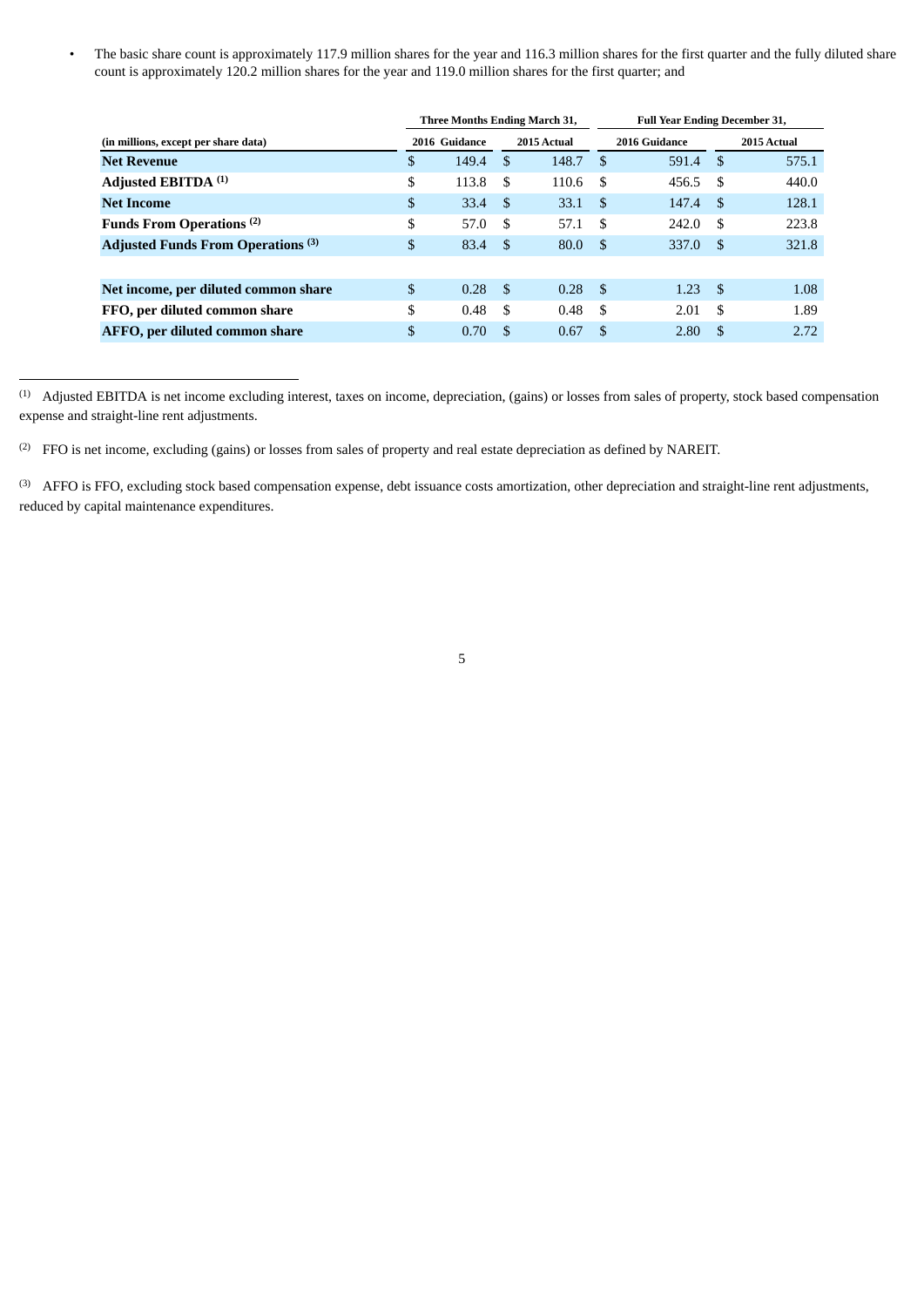- The basic share count is approximately 117.9 million shares for the year and 116.3 million shares for the first quarter and the fully diluted share count is approximately 120.2 million shares for the year and 119.0 million shares for the first quarter; and

| | Three Months Ending March 31, | | Full Year Ending December 31, | |
|---|---|---|---|---|
| (in millions, except per share data) | 2016 Guidance | 2015 Actual | 2016 Guidance | 2015 Actual |
| **Net Revenue** | $ 149.4 | $ 148.7 | $ 591.4 | $ 575.1 |
| **Adjusted EBITDA** [(1)] | $ 113.8 | $ 110.6 | $ 456.5 | $ 440.0 |
| **Net Income** | $ 33.4 | $ 33.1 | $ 147.4 | $ 128.1 |
| **Funds From Operations** [(2)] | $ 57.0 | $ 57.1 | $ 242.0 | $ 223.8 |
| **Adjusted Funds From Operations** [(3)] | $ 83.4 | $ 80.0 | $ 337.0 | $ 321.8 |
| | | | | |
| **Net income, per diluted common share** | $ 0.28 | $ 0.28 | $ 1.23 | $ 1.08 |
| **FFO, per diluted common share** | $ 0.48 | $ 0.48 | $ 2.01 | $ 1.89 |
| **AFFO, per diluted common share** | $ 0.70 | $ 0.67 | $ 2.80 | $ 2.72 |

(1) Adjusted EBITDA is net income excluding interest, taxes on income, depreciation, (gains) or losses from sales of property, stock based compensation expense and straight-line rent adjustments.

(2) FFO is net income, excluding (gains) or losses from sales of property and real estate depreciation as defined by NAREIT.

(3) AFFO is FFO, excluding stock based compensation expense, debt issuance costs amortization, other depreciation and straight-line rent adjustments, reduced by capital maintenance expenditures.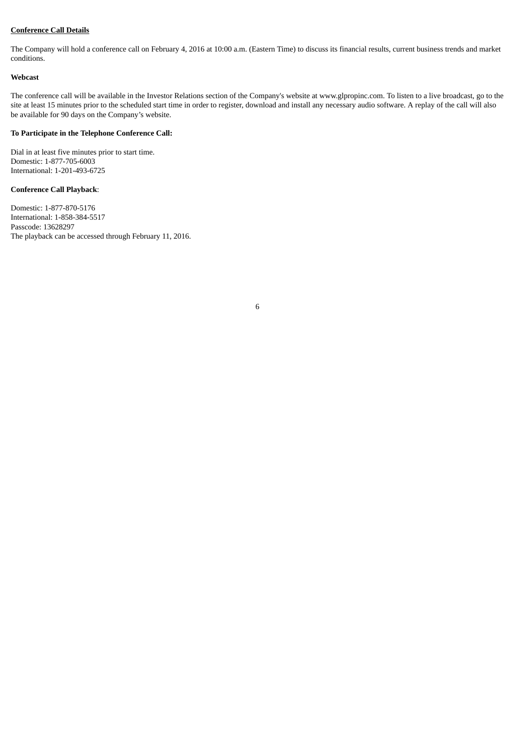**Conference Call Details**

The Company will hold a conference call on February 4, 2016 at 10:00 a.m. (Eastern Time) to discuss its financial results, current business trends and market conditions.

**Webcast**

The conference call will be available in the Investor Relations section of the Company's website at www.glpropinc.com. To listen to a live broadcast, go to the site at least 15 minutes prior to the scheduled start time in order to register, download and install any necessary audio software. A replay of the call will also be available for 90 days on the Company's website.

**To Participate in the Telephone Conference Call:**

Dial in at least five minutes prior to start time.
Domestic: 1-877-705-6003
International: 1-201-493-6725

**Conference Call Playback**:

Domestic: 1-877-870-5176
International: 1-858-384-5517
Passcode: 13628297
The playback can be accessed through February 11, 2016.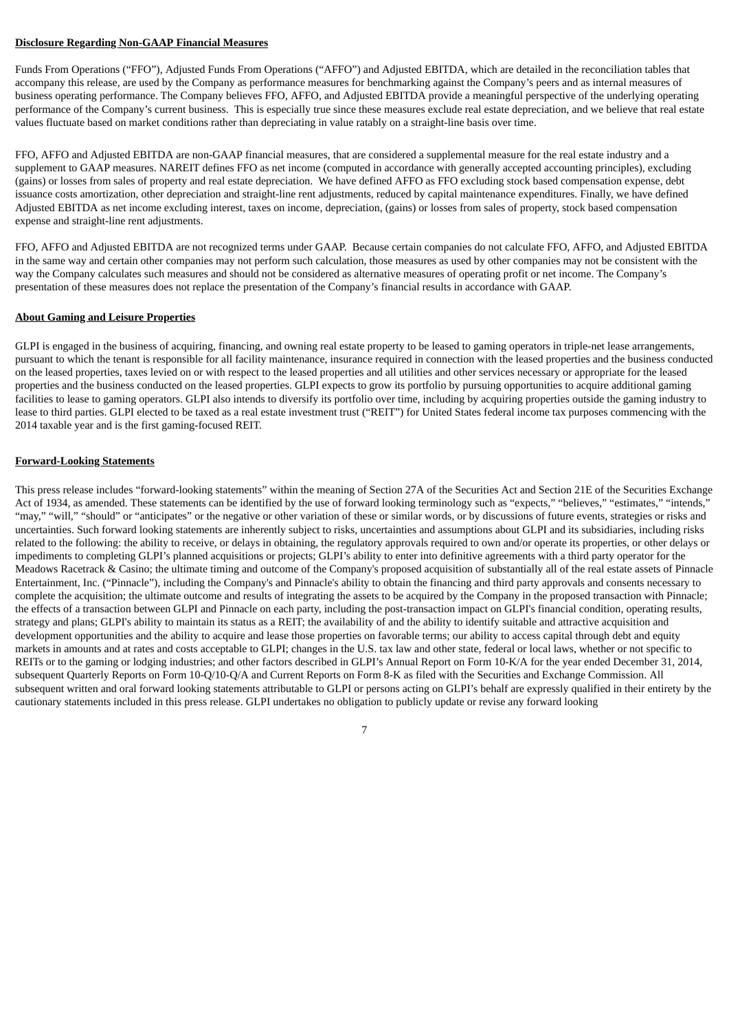**Disclosure Regarding Non-GAAP Financial Measures**

Funds From Operations ("FFO"), Adjusted Funds From Operations ("AFFO") and Adjusted EBITDA, which are detailed in the reconciliation tables that accompany this release, are used by the Company as performance measures for benchmarking against the Company's peers and as internal measures of business operating performance. The Company believes FFO, AFFO, and Adjusted EBITDA provide a meaningful perspective of the underlying operating performance of the Company's current business. This is especially true since these measures exclude real estate depreciation, and we believe that real estate values fluctuate based on market conditions rather than depreciating in value ratably on a straight-line basis over time.

FFO, AFFO and Adjusted EBITDA are non-GAAP financial measures, that are considered a supplemental measure for the real estate industry and a supplement to GAAP measures. NAREIT defines FFO as net income (computed in accordance with generally accepted accounting principles), excluding (gains) or losses from sales of property and real estate depreciation. We have defined AFFO as FFO excluding stock based compensation expense, debt issuance costs amortization, other depreciation and straight-line rent adjustments, reduced by capital maintenance expenditures. Finally, we have defined Adjusted EBITDA as net income excluding interest, taxes on income, depreciation, (gains) or losses from sales of property, stock based compensation expense and straight-line rent adjustments.

FFO, AFFO and Adjusted EBITDA are not recognized terms under GAAP. Because certain companies do not calculate FFO, AFFO, and Adjusted EBITDA in the same way and certain other companies may not perform such calculation, those measures as used by other companies may not be consistent with the way the Company calculates such measures and should not be considered as alternative measures of operating profit or net income. The Company's presentation of these measures does not replace the presentation of the Company's financial results in accordance with GAAP.

**About Gaming and Leisure Properties**

GLPI is engaged in the business of acquiring, financing, and owning real estate property to be leased to gaming operators in triple-net lease arrangements, pursuant to which the tenant is responsible for all facility maintenance, insurance required in connection with the leased properties and the business conducted on the leased properties, taxes levied on or with respect to the leased properties and all utilities and other services necessary or appropriate for the leased properties and the business conducted on the leased properties. GLPI expects to grow its portfolio by pursuing opportunities to acquire additional gaming facilities to lease to gaming operators. GLPI also intends to diversify its portfolio over time, including by acquiring properties outside the gaming industry to lease to third parties. GLPI elected to be taxed as a real estate investment trust ("REIT") for United States federal income tax purposes commencing with the 2014 taxable year and is the first gaming-focused REIT.

**Forward-Looking Statements**

This press release includes "forward-looking statements" within the meaning of Section 27A of the Securities Act and Section 21E of the Securities Exchange Act of 1934, as amended. These statements can be identified by the use of forward looking terminology such as "expects," "believes," "estimates," "intends," "may," "will," "should" or "anticipates" or the negative or other variation of these or similar words, or by discussions of future events, strategies or risks and uncertainties. Such forward looking statements are inherently subject to risks, uncertainties and assumptions about GLPI and its subsidiaries, including risks related to the following: the ability to receive, or delays in obtaining, the regulatory approvals required to own and/or operate its properties, or other delays or impediments to completing GLPI's planned acquisitions or projects; GLPI's ability to enter into definitive agreements with a third party operator for the Meadows Racetrack & Casino; the ultimate timing and outcome of the Company's proposed acquisition of substantially all of the real estate assets of Pinnacle Entertainment, Inc. ("Pinnacle"), including the Company's and Pinnacle's ability to obtain the financing and third party approvals and consents necessary to complete the acquisition; the ultimate outcome and results of integrating the assets to be acquired by the Company in the proposed transaction with Pinnacle; the effects of a transaction between GLPI and Pinnacle on each party, including the post-transaction impact on GLPI's financial condition, operating results, strategy and plans; GLPI's ability to maintain its status as a REIT; the availability of and the ability to identify suitable and attractive acquisition and development opportunities and the ability to acquire and lease those properties on favorable terms; our ability to access capital through debt and equity markets in amounts and at rates and costs acceptable to GLPI; changes in the U.S. tax law and other state, federal or local laws, whether or not specific to REITs or to the gaming or lodging industries; and other factors described in GLPI's Annual Report on Form 10-K/A for the year ended December 31, 2014, subsequent Quarterly Reports on Form 10-Q/10-Q/A and Current Reports on Form 8-K as filed with the Securities and Exchange Commission. All subsequent written and oral forward looking statements attributable to GLPI or persons acting on GLPI's behalf are expressly qualified in their entirety by the cautionary statements included in this press release. GLPI undertakes no obligation to publicly update or revise any forward looking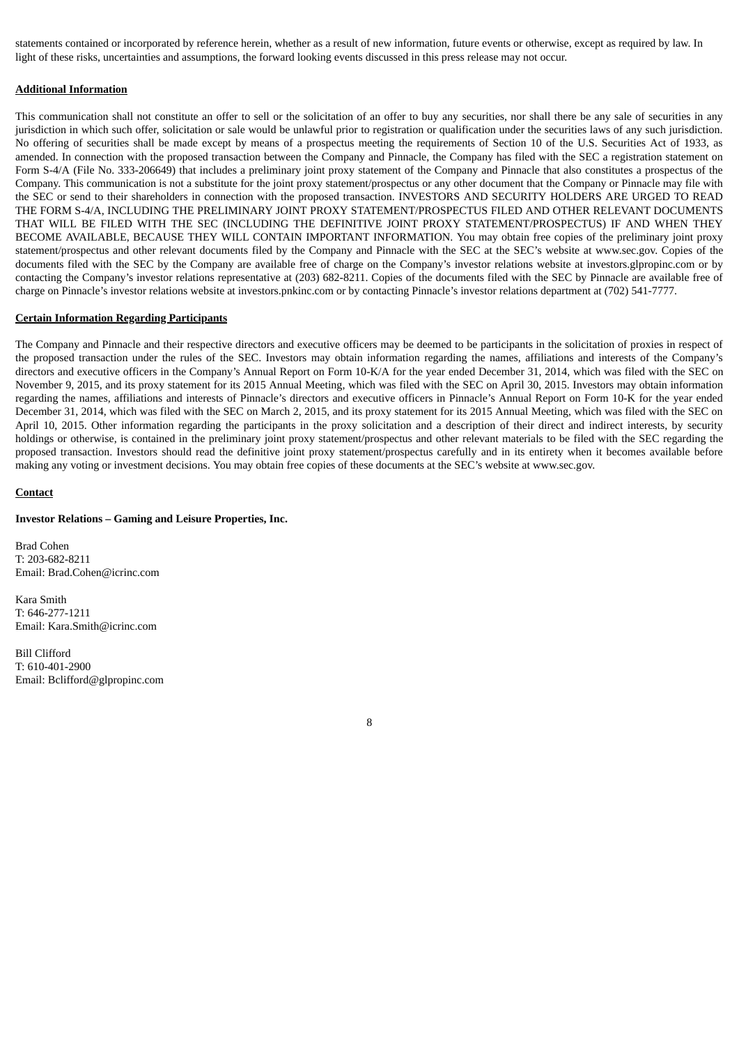statements contained or incorporated by reference herein, whether as a result of new information, future events or otherwise, except as required by law. In light of these risks, uncertainties and assumptions, the forward looking events discussed in this press release may not occur.

**Additional Information**

This communication shall not constitute an offer to sell or the solicitation of an offer to buy any securities, nor shall there be any sale of securities in any jurisdiction in which such offer, solicitation or sale would be unlawful prior to registration or qualification under the securities laws of any such jurisdiction. No offering of securities shall be made except by means of a prospectus meeting the requirements of Section 10 of the U.S. Securities Act of 1933, as amended. In connection with the proposed transaction between the Company and Pinnacle, the Company has filed with the SEC a registration statement on Form S-4/A (File No. 333-206649) that includes a preliminary joint proxy statement of the Company and Pinnacle that also constitutes a prospectus of the Company. This communication is not a substitute for the joint proxy statement/prospectus or any other document that the Company or Pinnacle may file with the SEC or send to their shareholders in connection with the proposed transaction. INVESTORS AND SECURITY HOLDERS ARE URGED TO READ THE FORM S-4/A, INCLUDING THE PRELIMINARY JOINT PROXY STATEMENT/PROSPECTUS FILED AND OTHER RELEVANT DOCUMENTS THAT WILL BE FILED WITH THE SEC (INCLUDING THE DEFINITIVE JOINT PROXY STATEMENT/PROSPECTUS) IF AND WHEN THEY BECOME AVAILABLE, BECAUSE THEY WILL CONTAIN IMPORTANT INFORMATION. You may obtain free copies of the preliminary joint proxy statement/prospectus and other relevant documents filed by the Company and Pinnacle with the SEC at the SEC's website at www.sec.gov. Copies of the documents filed with the SEC by the Company are available free of charge on the Company's investor relations website at investors.glpropinc.com or by contacting the Company's investor relations representative at (203) 682-8211. Copies of the documents filed with the SEC by Pinnacle are available free of charge on Pinnacle's investor relations website at investors.pnkinc.com or by contacting Pinnacle's investor relations department at (702) 541-7777.

**Certain Information Regarding Participants**

The Company and Pinnacle and their respective directors and executive officers may be deemed to be participants in the solicitation of proxies in respect of the proposed transaction under the rules of the SEC. Investors may obtain information regarding the names, affiliations and interests of the Company's directors and executive officers in the Company's Annual Report on Form 10-K/A for the year ended December 31, 2014, which was filed with the SEC on November 9, 2015, and its proxy statement for its 2015 Annual Meeting, which was filed with the SEC on April 30, 2015. Investors may obtain information regarding the names, affiliations and interests of Pinnacle's directors and executive officers in Pinnacle's Annual Report on Form 10-K for the year ended December 31, 2014, which was filed with the SEC on March 2, 2015, and its proxy statement for its 2015 Annual Meeting, which was filed with the SEC on April 10, 2015. Other information regarding the participants in the proxy solicitation and a description of their direct and indirect interests, by security holdings or otherwise, is contained in the preliminary joint proxy statement/prospectus and other relevant materials to be filed with the SEC regarding the proposed transaction. Investors should read the definitive joint proxy statement/prospectus carefully and in its entirety when it becomes available before making any voting or investment decisions. You may obtain free copies of these documents at the SEC's website at www.sec.gov.

**Contact**

**Investor Relations – Gaming and Leisure Properties, Inc.**

Brad Cohen
T: 203-682-8211
Email: Brad.Cohen@icrinc.com

Kara Smith
T: 646-277-1211
Email: Kara.Smith@icrinc.com

Bill Clifford
T: 610-401-2900
Email: Bclifford@glpropinc.com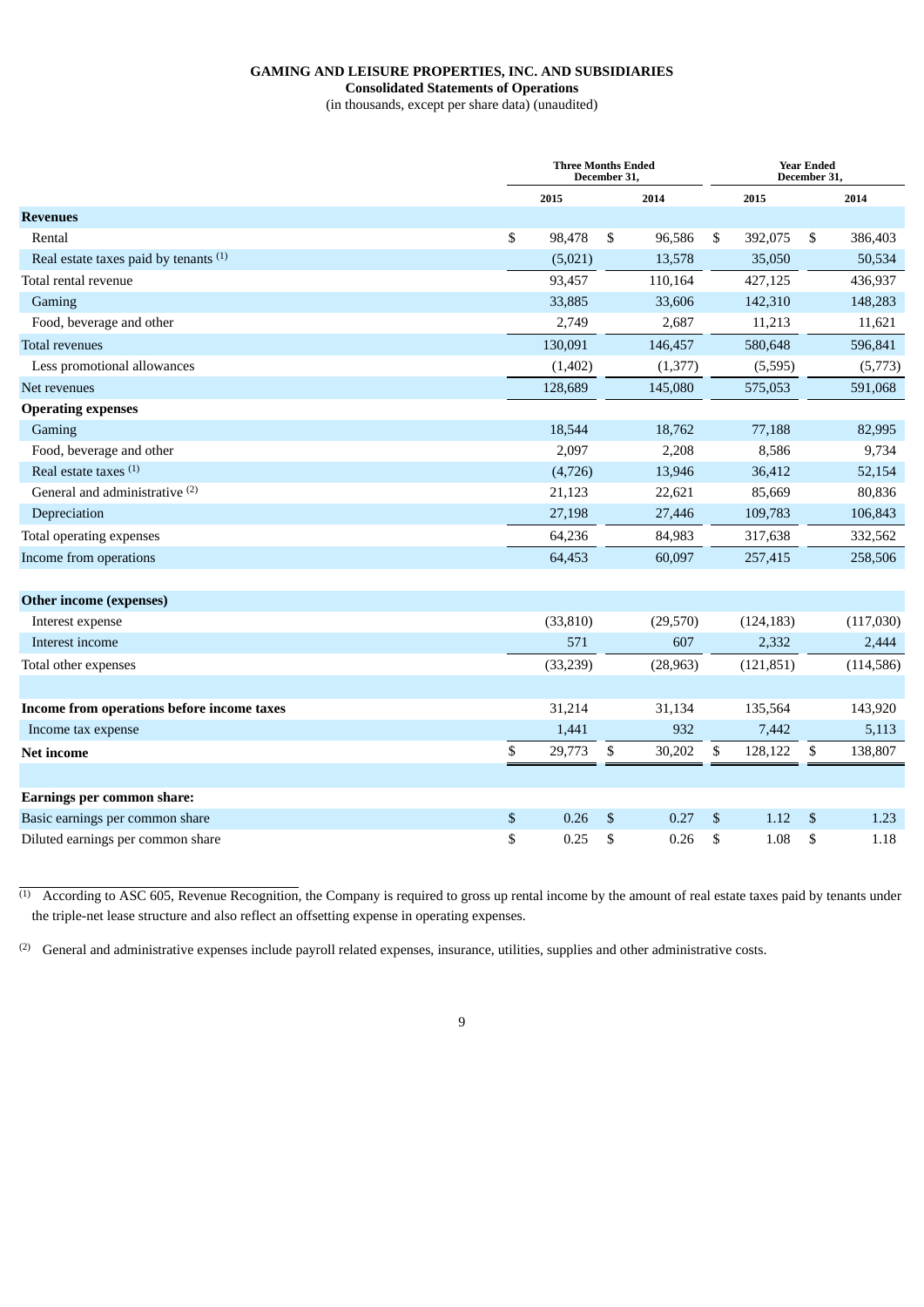# GAMING AND LEISURE PROPERTIES, INC. AND SUBSIDIARIES

**Consolidated Statements of Operations**

(in thousands, except per share data) (unaudited)

| | Three Months Ended December 31, | | Year Ended December 31, | |
|---|---|---|---|---|
| | 2015 | 2014 | 2015 | 2014 |
| **Revenues** | | | | |
| Rental | $ 98,478 | $ 96,586 | $ 392,075 | $ 386,403 |
| Real estate taxes paid by tenants [1] | (5,021) | 13,578 | 35,050 | 50,534 |
| Total rental revenue | 93,457 | 110,164 | 427,125 | 436,937 |
| Gaming | 33,885 | 33,606 | 142,310 | 148,283 |
| Food, beverage and other | 2,749 | 2,687 | 11,213 | 11,621 |
| Total revenues | 130,091 | 146,457 | 580,648 | 596,841 |
| Less promotional allowances | (1,402) | (1,377) | (5,595) | (5,773) |
| Net revenues | 128,689 | 145,080 | 575,053 | 591,068 |
| **Operating expenses** | | | | |
| Gaming | 18,544 | 18,762 | 77,188 | 82,995 |
| Food, beverage and other | 2,097 | 2,208 | 8,586 | 9,734 |
| Real estate taxes [1] | (4,726) | 13,946 | 36,412 | 52,154 |
| General and administrative [2] | 21,123 | 22,621 | 85,669 | 80,836 |
| Depreciation | 27,198 | 27,446 | 109,783 | 106,843 |
| Total operating expenses | 64,236 | 84,983 | 317,638 | 332,562 |
| Income from operations | 64,453 | 60,097 | 257,415 | 258,506 |
| | | | | |
| **Other income (expenses)** | | | | |
| Interest expense | (33,810) | (29,570) | (124,183) | (117,030) |
| Interest income | 571 | 607 | 2,332 | 2,444 |
| Total other expenses | (33,239) | (28,963) | (121,851) | (114,586) |
| | | | | |
| **Income from operations before income taxes** | 31,214 | 31,134 | 135,564 | 143,920 |
| Income tax expense | 1,441 | 932 | 7,442 | 5,113 |
| **Net income** | $ 29,773 | $ 30,202 | $ 128,122 | $ 138,807 |
| | | | | |
| **Earnings per common share:** | | | | |
| Basic earnings per common share | $ 0.26 | $ 0.27 | $ 1.12 | $ 1.23 |
| Diluted earnings per common share | $ 0.25 | $ 0.26 | $ 1.08 | $ 1.18 |

[1] According to ASC 605, Revenue Recognition, the Company is required to gross up rental income by the amount of real estate taxes paid by tenants under the triple-net lease structure and also reflect an offsetting expense in operating expenses.

[2] General and administrative expenses include payroll related expenses, insurance, utilities, supplies and other administrative costs.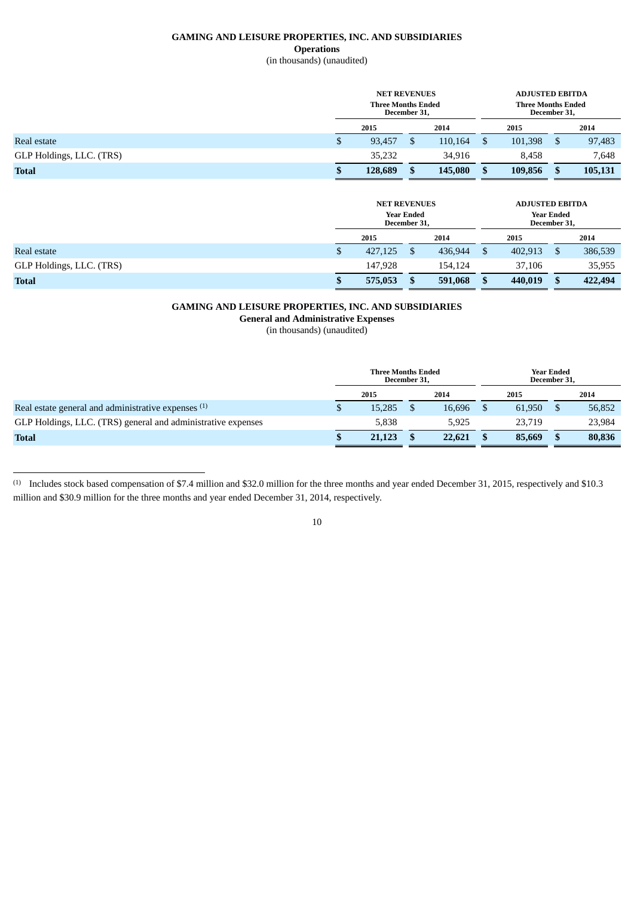**GAMING AND LEISURE PROPERTIES, INC. AND SUBSIDIARIES**

**Operations**

(in thousands) (unaudited)

| | NET REVENUES Three Months Ended December 31, | | ADJUSTED EBITDA Three Months Ended December 31, | |
|---|---|---|---|---|
| | 2015 | 2014 | 2015 | 2014 |
| Real estate | $ 93,457 | $ 110,164 | $ 101,398 | $ 97,483 |
| GLP Holdings, LLC. (TRS) | 35,232 | 34,916 | 8,458 | 7,648 |
| **Total** | **$ 128,689** | **$ 145,080** | **$ 109,856** | **$ 105,131** |

| | NET REVENUES Year Ended December 31, | | ADJUSTED EBITDA Year Ended December 31, | |
|---|---|---|---|---|
| | 2015 | 2014 | 2015 | 2014 |
| Real estate | $ 427,125 | $ 436,944 | $ 402,913 | $ 386,539 |
| GLP Holdings, LLC. (TRS) | 147,928 | 154,124 | 37,106 | 35,955 |
| **Total** | **$ 575,053** | **$ 591,068** | **$ 440,019** | **$ 422,494** |

**GAMING AND LEISURE PROPERTIES, INC. AND SUBSIDIARIES**

**General and Administrative Expenses**

(in thousands) (unaudited)

| | Three Months Ended December 31, | | Year Ended December 31, | |
|---|---|---|---|---|
| | 2015 | 2014 | 2015 | 2014 |
| Real estate general and administrative expenses [1] | $ 15,285 | $ 16,696 | $ 61,950 | $ 56,852 |
| GLP Holdings, LLC. (TRS) general and administrative expenses | 5,838 | 5,925 | 23,719 | 23,984 |
| **Total** | **$ 21,123** | **$ 22,621** | **$ 85,669** | **$ 80,836** |

[1] Includes stock based compensation of $7.4 million and $32.0 million for the three months and year ended December 31, 2015, respectively and $10.3 million and $30.9 million for the three months and year ended December 31, 2014, respectively.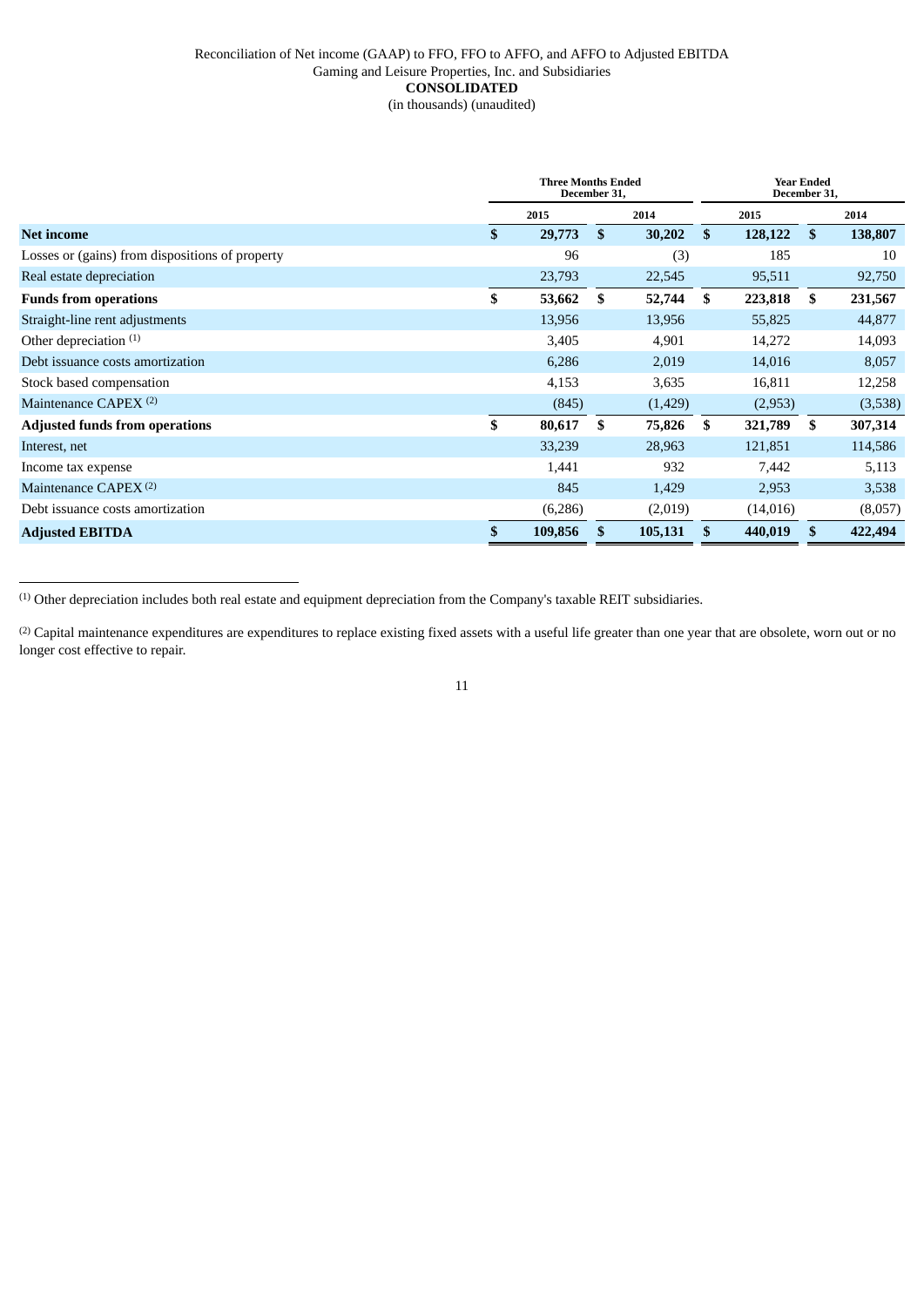Reconciliation of Net income (GAAP) to FFO, FFO to AFFO, and AFFO to Adjusted EBITDA

Gaming and Leisure Properties, Inc. and Subsidiaries

**CONSOLIDATED**

(in thousands) (unaudited)

| | Three Months Ended December 31, | | Year Ended December 31, | |
|---|---|---|---|---|
| | 2015 | 2014 | 2015 | 2014 |
| **Net income** | **$ 29,773** | **$ 30,202** | **$ 128,122** | **$ 138,807** |
| Losses or (gains) from dispositions of property | 96 | (3) | 185 | 10 |
| Real estate depreciation | 23,793 | 22,545 | 95,511 | 92,750 |
| **Funds from operations** | **$ 53,662** | **$ 52,744** | **$ 223,818** | **$ 231,567** |
| Straight-line rent adjustments | 13,956 | 13,956 | 55,825 | 44,877 |
| Other depreciation [1] | 3,405 | 4,901 | 14,272 | 14,093 |
| Debt issuance costs amortization | 6,286 | 2,019 | 14,016 | 8,057 |
| Stock based compensation | 4,153 | 3,635 | 16,811 | 12,258 |
| Maintenance CAPEX [2] | (845) | (1,429) | (2,953) | (3,538) |
| **Adjusted funds from operations** | **$ 80,617** | **$ 75,826** | **$ 321,789** | **$ 307,314** |
| Interest, net | 33,239 | 28,963 | 121,851 | 114,586 |
| Income tax expense | 1,441 | 932 | 7,442 | 5,113 |
| Maintenance CAPEX [2] | 845 | 1,429 | 2,953 | 3,538 |
| Debt issuance costs amortization | (6,286) | (2,019) | (14,016) | (8,057) |
| **Adjusted EBITDA** | **$ 109,856** | **$ 105,131** | **$ 440,019** | **$ 422,494** |

[1] Other depreciation includes both real estate and equipment depreciation from the Company's taxable REIT subsidiaries.

[2] Capital maintenance expenditures are expenditures to replace existing fixed assets with a useful life greater than one year that are obsolete, worn out or no longer cost effective to repair.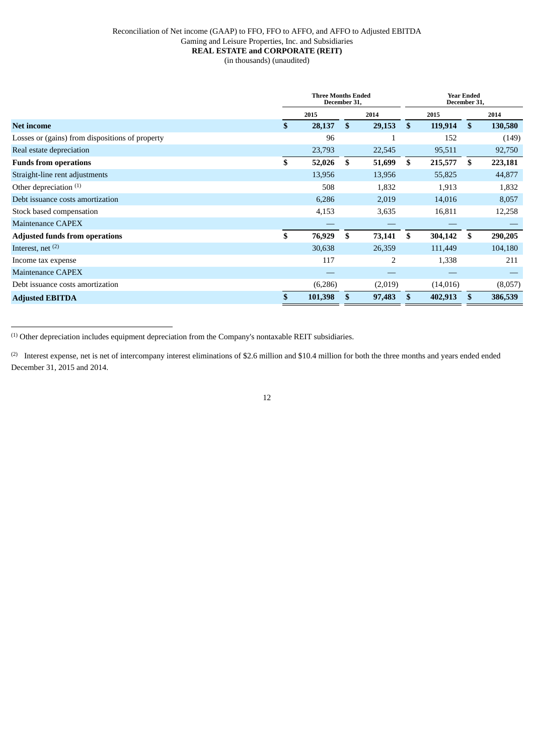Reconciliation of Net income (GAAP) to FFO, FFO to AFFO, and AFFO to Adjusted EBITDA

Gaming and Leisure Properties, Inc. and Subsidiaries

**REAL ESTATE and CORPORATE (REIT)**

(in thousands) (unaudited)

| | Three Months Ended December 31, | | Year Ended December 31, | |
|---|---|---|---|---|
| | 2015 | 2014 | 2015 | 2014 |
| **Net income** | **$ 28,137** | **$ 29,153** | **$ 119,914** | **$ 130,580** |
| Losses or (gains) from dispositions of property | 96 | 1 | 152 | (149) |
| Real estate depreciation | 23,793 | 22,545 | 95,511 | 92,750 |
| **Funds from operations** | **$ 52,026** | **$ 51,699** | **$ 215,577** | **$ 223,181** |
| Straight-line rent adjustments | 13,956 | 13,956 | 55,825 | 44,877 |
| Other depreciation [1] | 508 | 1,832 | 1,913 | 1,832 |
| Debt issuance costs amortization | 6,286 | 2,019 | 14,016 | 8,057 |
| Stock based compensation | 4,153 | 3,635 | 16,811 | 12,258 |
| Maintenance CAPEX | — | — | — | — |
| **Adjusted funds from operations** | **$ 76,929** | **$ 73,141** | **$ 304,142** | **$ 290,205** |
| Interest, net [2] | 30,638 | 26,359 | 111,449 | 104,180 |
| Income tax expense | 117 | 2 | 1,338 | 211 |
| Maintenance CAPEX | — | — | — | — |
| Debt issuance costs amortization | (6,286) | (2,019) | (14,016) | (8,057) |
| **Adjusted EBITDA** | **$ 101,398** | **$ 97,483** | **$ 402,913** | **$ 386,539** |

[1] Other depreciation includes equipment depreciation from the Company's nontaxable REIT subsidiaries.

[2] Interest expense, net is net of intercompany interest eliminations of $2.6 million and $10.4 million for both the three months and years ended ended December 31, 2015 and 2014.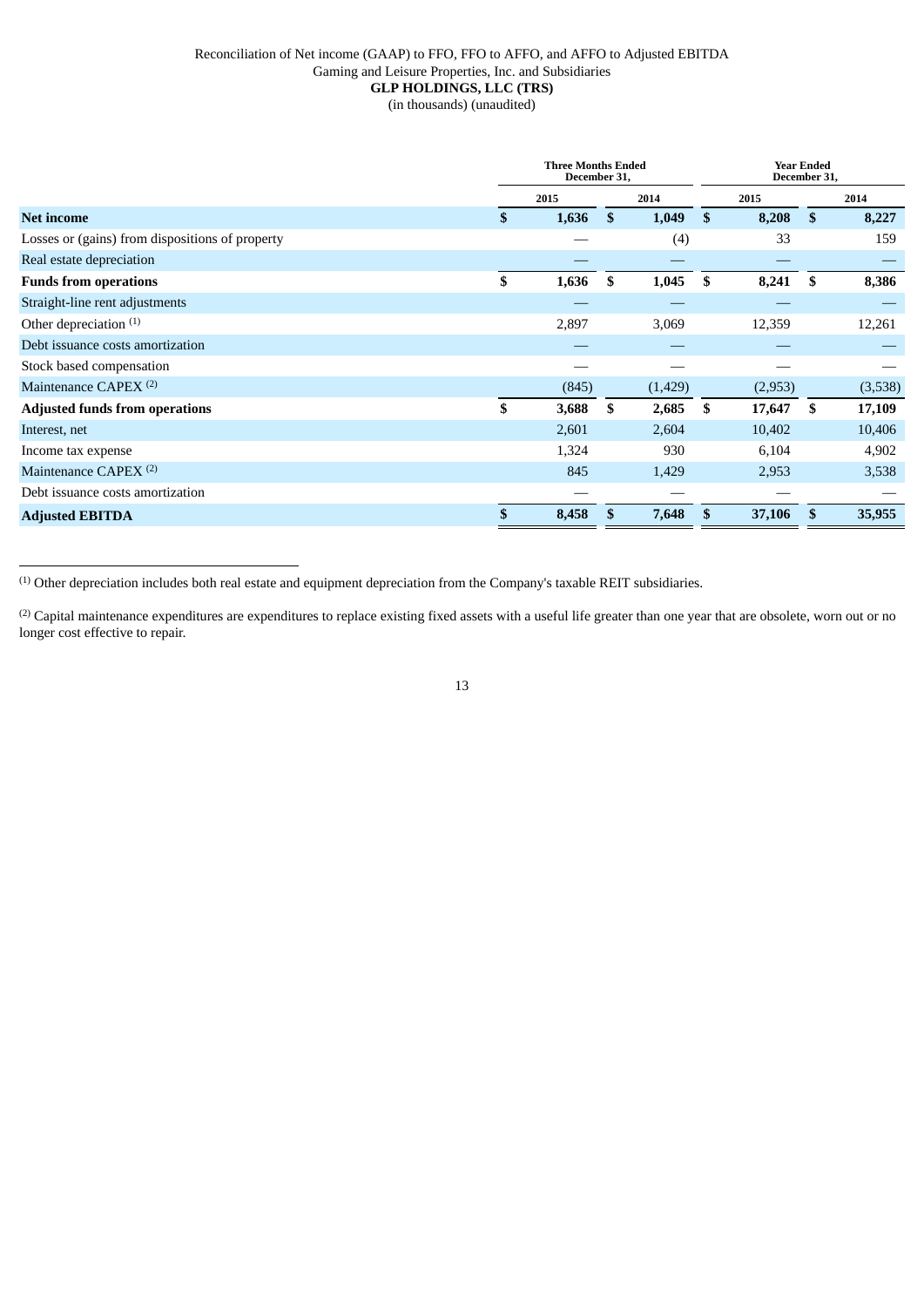Reconciliation of Net income (GAAP) to FFO, FFO to AFFO, and AFFO to Adjusted EBITDA

Gaming and Leisure Properties, Inc. and Subsidiaries

**GLP HOLDINGS, LLC (TRS)**

(in thousands) (unaudited)

| | Three Months Ended December 31, | | Year Ended December 31, | |
|---|---|---|---|---|
| | 2015 | 2014 | 2015 | 2014 |
| **Net income** | **$ 1,636** | **$ 1,049** | **$ 8,208** | **$ 8,227** |
| Losses or (gains) from dispositions of property | — | (4) | 33 | 159 |
| Real estate depreciation | — | — | — | — |
| **Funds from operations** | **$ 1,636** | **$ 1,045** | **$ 8,241** | **$ 8,386** |
| Straight-line rent adjustments | — | — | — | — |
| Other depreciation [1] | 2,897 | 3,069 | 12,359 | 12,261 |
| Debt issuance costs amortization | — | — | — | — |
| Stock based compensation | — | — | — | — |
| Maintenance CAPEX [2] | (845) | (1,429) | (2,953) | (3,538) |
| **Adjusted funds from operations** | **$ 3,688** | **$ 2,685** | **$ 17,647** | **$ 17,109** |
| Interest, net | 2,601 | 2,604 | 10,402 | 10,406 |
| Income tax expense | 1,324 | 930 | 6,104 | 4,902 |
| Maintenance CAPEX [2] | 845 | 1,429 | 2,953 | 3,538 |
| Debt issuance costs amortization | — | — | — | — |
| **Adjusted EBITDA** | **$ 8,458** | **$ 7,648** | **$ 37,106** | **$ 35,955** |

[1] Other depreciation includes both real estate and equipment depreciation from the Company's taxable REIT subsidiaries.

[2] Capital maintenance expenditures are expenditures to replace existing fixed assets with a useful life greater than one year that are obsolete, worn out or no longer cost effective to repair.